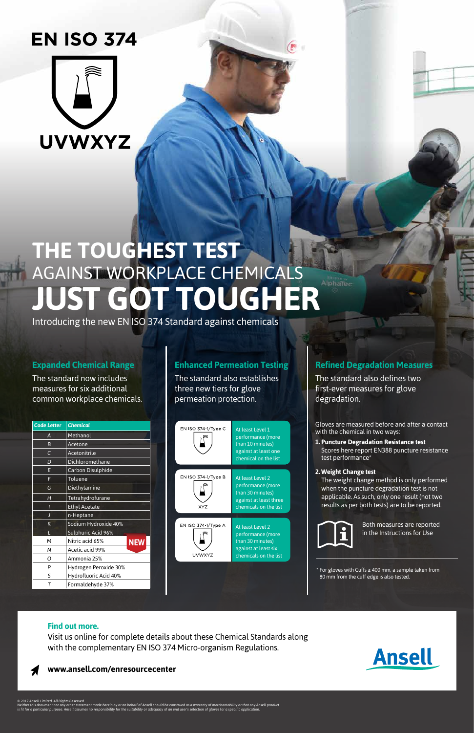# EN ISO 374

UVWXYZ

# THE TOUGHEST TEST AGAINST WORKPLACE CHEMICALS JUST GOT TOUGHER

Introducing the new EN ISO 374 Standard against chemicals

## Expanded Chemical Range

The standard now includes measures for six additional common workplace chemicals.

| Code Letter | Chemical |
|---|---|
| A | Methanol |
| B | Acetone |
| C | Acetonitrile |
| D | Dichloromethane |
| E | Carbon Disulphide |
| F | Toluene |
| G | Diethylamine |
| H | Tetrahydrofurane |
| I | Ethyl Acetate |
| J | n-Heptane |
| K | Sodium Hydroxide 40% |
| L | Sulphuric Acid 96% |
| M | Nitric acid 65% (NEW) |
| N | Acetic acid 99% (NEW) |
| O | Ammonia 25% (NEW) |
| P | Hydrogen Peroxide 30% (NEW) |
| S | Hydrofluoric Acid 40% (NEW) |
| T | Formaldehyde 37% (NEW) |

## Enhanced Permeation Testing

The standard also establishes three new tiers for glove permeation protection.

| Type | Requirement |
|---|---|
| EN ISO 374-1/Type C | At least Level 1 performance (more than 10 minutes) against at least one chemical on the list |
| EN ISO 374-1/Type B (XYZ) | At least Level 2 performance (more than 30 minutes) against at least three chemicals on the list |
| EN ISO 374-1/Type A (UVWXYZ) | At least Level 2 performance (more than 30 minutes) against at least six chemicals on the list |

## Refined Degradation Measures

The standard also defines two first-ever measures for glove degradation.

Gloves are measured before and after a contact with the chemical in two ways:

1. **Puncture Degradation Resistance test**
   Scores here report EN388 puncture resistance test performance*
2. **Weight Change test**
   The weight change method is only performed when the puncture degradation test is not applicable. As such, only one result (not two results as per both tests) are to be reported.

Both measures are reported in the Instructions for Use

\* For gloves with Cuffs ≥ 400 mm, a sample taken from 80 mm from the cuff edge is also tested.

**Find out more.**

Visit us online for complete details about these Chemical Standards along with the complementary EN ISO 374 Micro-organism Regulations.

**www.ansell.com/enresourcecenter**

Ansell

*© 2017 Ansell Limited. All Rights Reserved*
*Neither this document nor any other statement made herein by or on behalf of Ansell should be construed as a warranty of merchantability or that any Ansell product is fit for a particular purpose. Ansell assumes no responsibility for the suitability or adequacy of an end user's selection of gloves for a specific application.*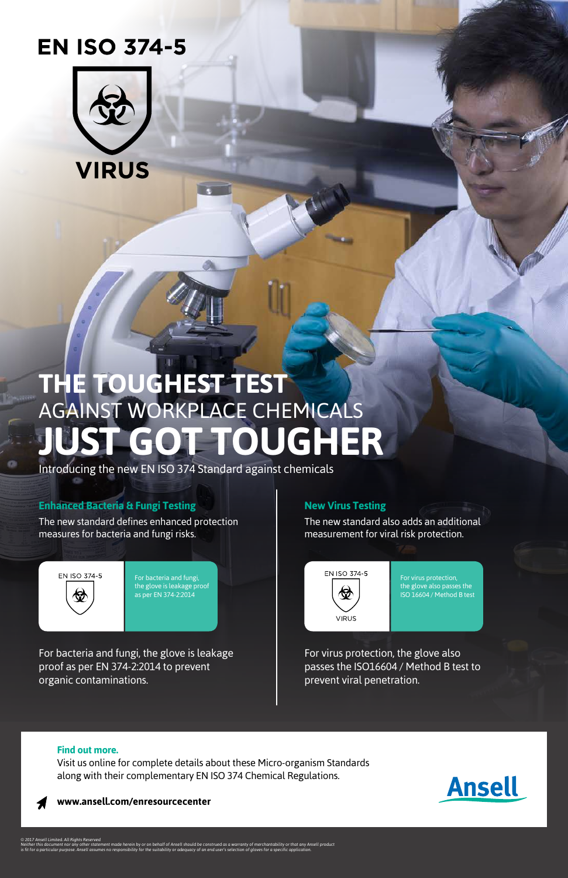# EN ISO 374-5

VIRUS

# THE TOUGHEST TEST AGAINST WORKPLACE CHEMICALS JUST GOT TOUGHER

Introducing the new EN ISO 374 Standard against chemicals

## Enhanced Bacteria & Fungi Testing

The new standard defines enhanced protection measures for bacteria and fungi risks.

EN ISO 374-5

For bacteria and fungi, the glove is leakage proof as per EN 374-2:2014

For bacteria and fungi, the glove is leakage proof as per EN 374-2:2014 to prevent organic contaminations.

## New Virus Testing

The new standard also adds an additional measurement for viral risk protection.

EN ISO 374-5

VIRUS

For virus protection, the glove also passes the ISO 16604 / Method B test

For virus protection, the glove also passes the ISO16604 / Method B test to prevent viral penetration.

**Find out more.**

Visit us online for complete details about these Micro-organism Standards along with their complementary EN ISO 374 Chemical Regulations.

**www.ansell.com/enresourcecenter**

Ansell

*© 2017 Ansell Limited. All Rights Reserved*
*Neither this document nor any other statement made herein by or on behalf of Ansell should be construed as a warranty of merchantability or that any Ansell product is fit for a particular purpose. Ansell assumes no responsibility for the suitability or adequacy of an end user's selection of gloves for a specific application.*